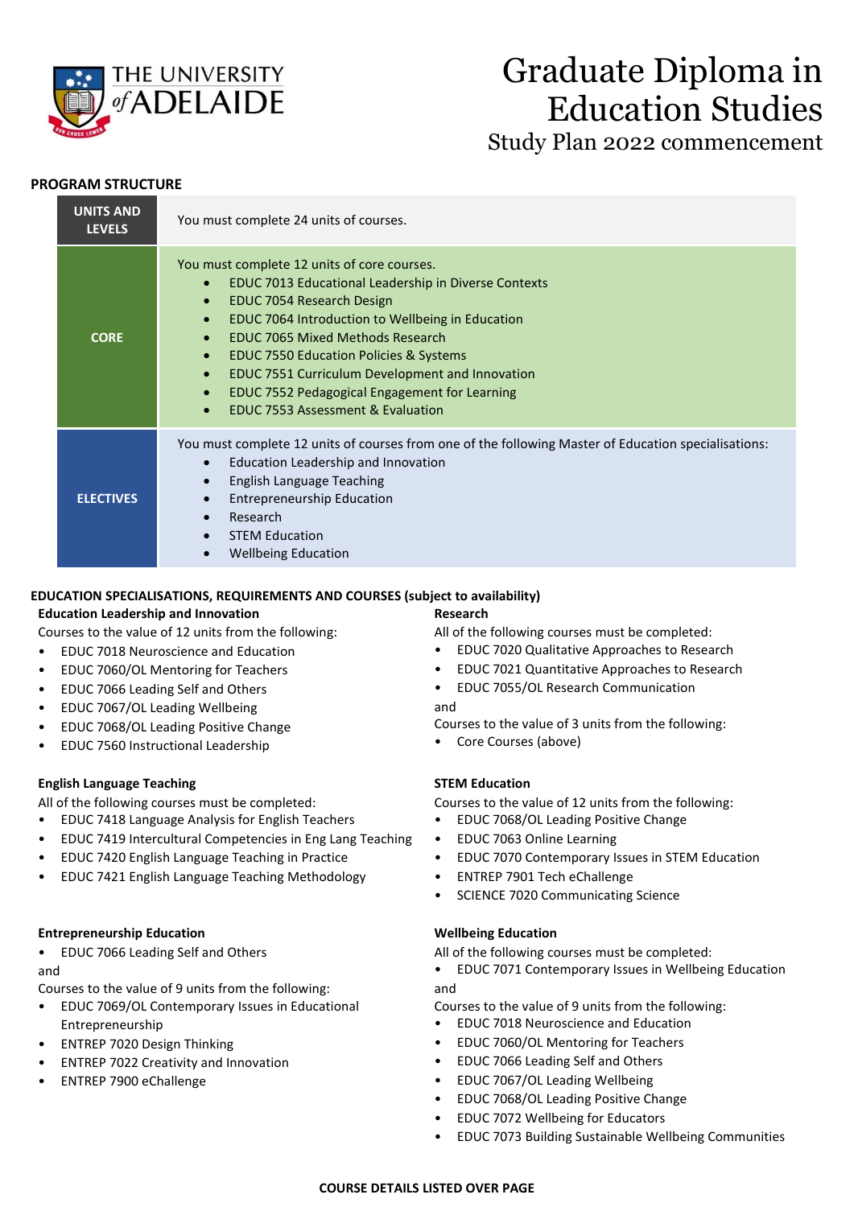THE UNIVERSITY of ADELAIDE

# Graduate Diploma in Education Studies

## Study Plan 2022 commencement

### PROGRAM STRUCTURE

| | |
|---|---|
| **UNITS AND LEVELS** | You must complete 24 units of courses. |
| **CORE** | You must complete 12 units of core courses.<br>• EDUC 7013 Educational Leadership in Diverse Contexts<br>• EDUC 7054 Research Design<br>• EDUC 7064 Introduction to Wellbeing in Education<br>• EDUC 7065 Mixed Methods Research<br>• EDUC 7550 Education Policies & Systems<br>• EDUC 7551 Curriculum Development and Innovation<br>• EDUC 7552 Pedagogical Engagement for Learning<br>• EDUC 7553 Assessment & Evaluation |
| **ELECTIVES** | You must complete 12 units of courses from one of the following Master of Education specialisations:<br>• Education Leadership and Innovation<br>• English Language Teaching<br>• Entrepreneurship Education<br>• Research<br>• STEM Education<br>• Wellbeing Education |

### EDUCATION SPECIALISATIONS, REQUIREMENTS AND COURSES (subject to availability)

**Education Leadership and Innovation**

Courses to the value of 12 units from the following:

- EDUC 7018 Neuroscience and Education
- EDUC 7060/OL Mentoring for Teachers
- EDUC 7066 Leading Self and Others
- EDUC 7067/OL Leading Wellbeing
- EDUC 7068/OL Leading Positive Change
- EDUC 7560 Instructional Leadership

**English Language Teaching**

All of the following courses must be completed:

- EDUC 7418 Language Analysis for English Teachers
- EDUC 7419 Intercultural Competencies in Eng Lang Teaching
- EDUC 7420 English Language Teaching in Practice
- EDUC 7421 English Language Teaching Methodology

**Entrepreneurship Education**

- EDUC 7066 Leading Self and Others

and

Courses to the value of 9 units from the following:

- EDUC 7069/OL Contemporary Issues in Educational Entrepreneurship
- ENTREP 7020 Design Thinking
- ENTREP 7022 Creativity and Innovation
- ENTREP 7900 eChallenge

**Research**

All of the following courses must be completed:

- EDUC 7020 Qualitative Approaches to Research
- EDUC 7021 Quantitative Approaches to Research
- EDUC 7055/OL Research Communication

and

Courses to the value of 3 units from the following:

- Core Courses (above)

**STEM Education**

Courses to the value of 12 units from the following:

- EDUC 7068/OL Leading Positive Change
- EDUC 7063 Online Learning
- EDUC 7070 Contemporary Issues in STEM Education
- ENTREP 7901 Tech eChallenge
- SCIENCE 7020 Communicating Science

**Wellbeing Education**

All of the following courses must be completed:

- EDUC 7071 Contemporary Issues in Wellbeing Education

and

Courses to the value of 9 units from the following:

- EDUC 7018 Neuroscience and Education
- EDUC 7060/OL Mentoring for Teachers
- EDUC 7066 Leading Self and Others
- EDUC 7067/OL Leading Wellbeing
- EDUC 7068/OL Leading Positive Change
- EDUC 7072 Wellbeing for Educators
- EDUC 7073 Building Sustainable Wellbeing Communities

**COURSE DETAILS LISTED OVER PAGE**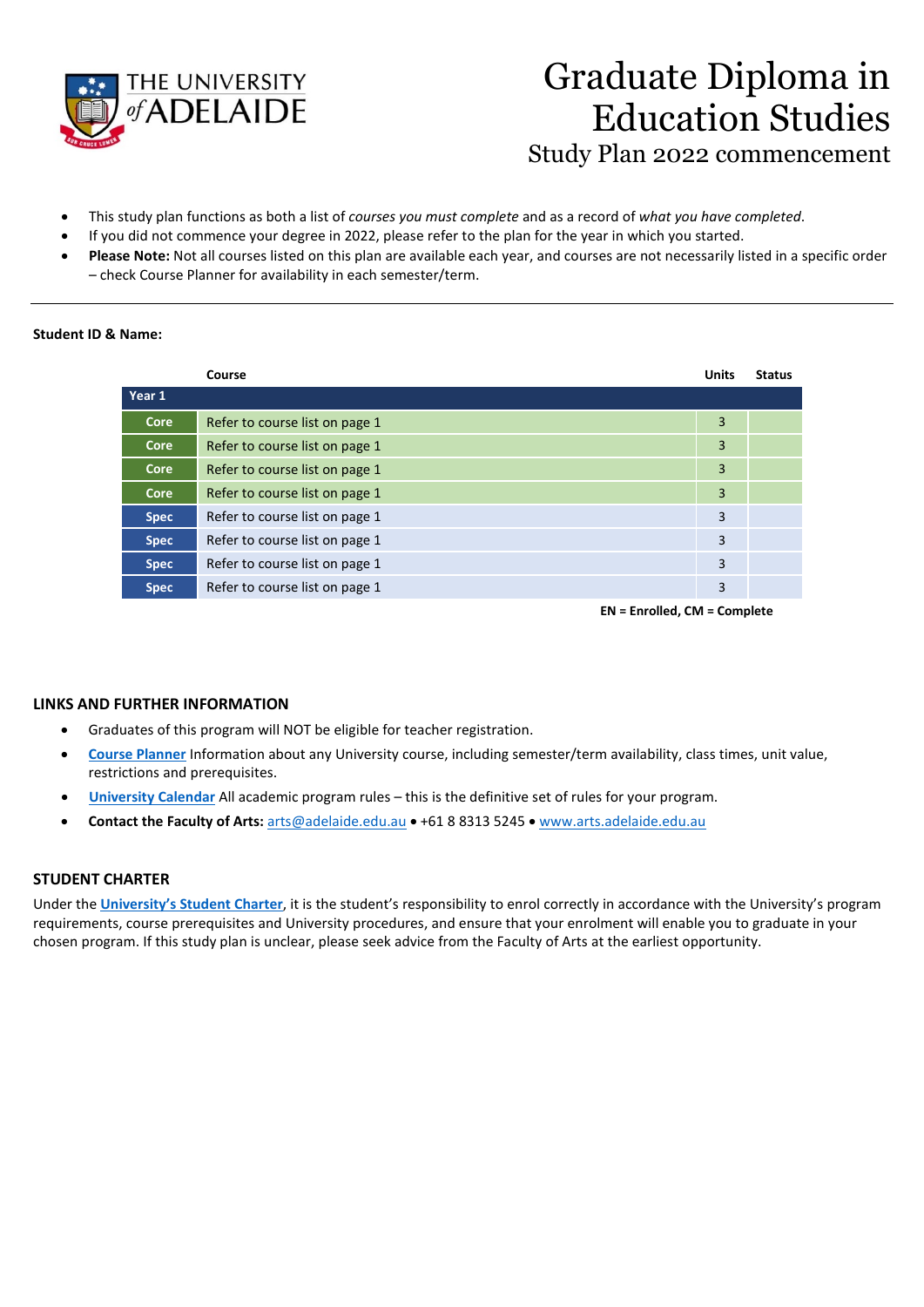# Graduate Diploma in Education Studies

## Study Plan 2022 commencement

- This study plan functions as both a list of *courses you must complete* and as a record of *what you have completed*.
- If you did not commence your degree in 2022, please refer to the plan for the year in which you started.
- **Please Note:** Not all courses listed on this plan are available each year, and courses are not necessarily listed in a specific order – check Course Planner for availability in each semester/term.

**Student ID & Name:**

| | Course | Units | Status |
|---|---|---|---|
| **Year 1** | | | |
| Core | Refer to course list on page 1 | 3 | |
| Core | Refer to course list on page 1 | 3 | |
| Core | Refer to course list on page 1 | 3 | |
| Core | Refer to course list on page 1 | 3 | |
| Spec | Refer to course list on page 1 | 3 | |
| Spec | Refer to course list on page 1 | 3 | |
| Spec | Refer to course list on page 1 | 3 | |
| Spec | Refer to course list on page 1 | 3 | |

**EN = Enrolled, CM = Complete**

### LINKS AND FURTHER INFORMATION

- Graduates of this program will NOT be eligible for teacher registration.
- **Course Planner** Information about any University course, including semester/term availability, class times, unit value, restrictions and prerequisites.
- **University Calendar** All academic program rules – this is the definitive set of rules for your program.
- **Contact the Faculty of Arts:** arts@adelaide.edu.au • +61 8 8313 5245 • www.arts.adelaide.edu.au

### STUDENT CHARTER

Under the **University's Student Charter**, it is the student's responsibility to enrol correctly in accordance with the University's program requirements, course prerequisites and University procedures, and ensure that your enrolment will enable you to graduate in your chosen program. If this study plan is unclear, please seek advice from the Faculty of Arts at the earliest opportunity.